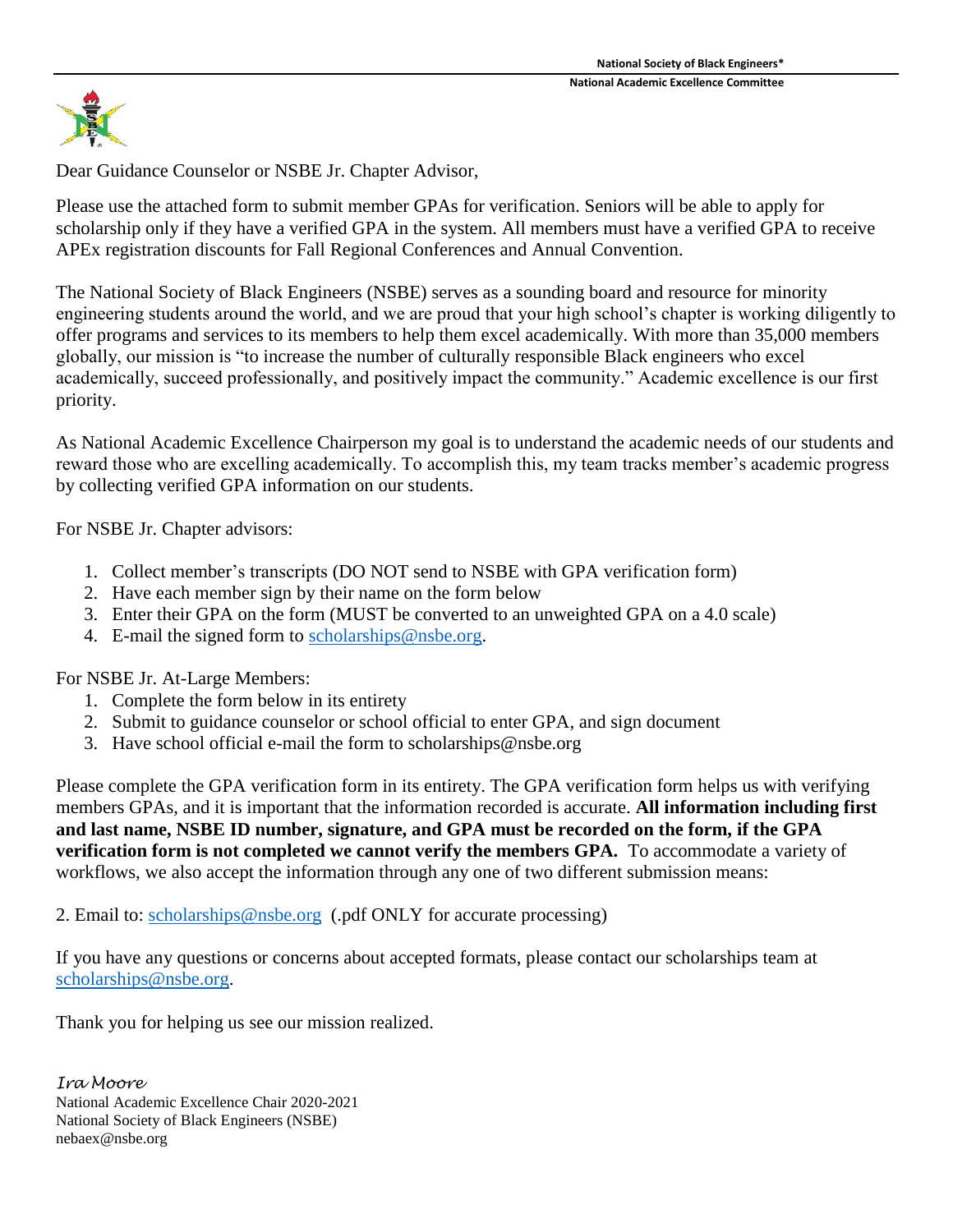National Society of Black Engineers*

National Academic Excellence Committee

Dear Guidance Counselor or NSBE Jr. Chapter Advisor,

Please use the attached form to submit member GPAs for verification. Seniors will be able to apply for scholarship only if they have a verified GPA in the system. All members must have a verified GPA to receive APEx registration discounts for Fall Regional Conferences and Annual Convention.

The National Society of Black Engineers (NSBE) serves as a sounding board and resource for minority engineering students around the world, and we are proud that your high school's chapter is working diligently to offer programs and services to its members to help them excel academically. With more than 35,000 members globally, our mission is "to increase the number of culturally responsible Black engineers who excel academically, succeed professionally, and positively impact the community." Academic excellence is our first priority.

As National Academic Excellence Chairperson my goal is to understand the academic needs of our students and reward those who are excelling academically. To accomplish this, my team tracks member's academic progress by collecting verified GPA information on our students.

For NSBE Jr. Chapter advisors:

1. Collect member's transcripts (DO NOT send to NSBE with GPA verification form)
2. Have each member sign by their name on the form below
3. Enter their GPA on the form (MUST be converted to an unweighted GPA on a 4.0 scale)
4. E-mail the signed form to scholarships@nsbe.org.

For NSBE Jr. At-Large Members:

1. Complete the form below in its entirety
2. Submit to guidance counselor or school official to enter GPA, and sign document
3. Have school official e-mail the form to scholarships@nsbe.org

Please complete the GPA verification form in its entirety. The GPA verification form helps us with verifying members GPAs, and it is important that the information recorded is accurate. **All information including first and last name, NSBE ID number, signature, and GPA must be recorded on the form, if the GPA verification form is not completed we cannot verify the members GPA.** To accommodate a variety of workflows, we also accept the information through any one of two different submission means:

2. Email to: scholarships@nsbe.org (.pdf ONLY for accurate processing)

If you have any questions or concerns about accepted formats, please contact our scholarships team at scholarships@nsbe.org.

Thank you for helping us see our mission realized.

*Ira Moore*
National Academic Excellence Chair 2020-2021
National Society of Black Engineers (NSBE)
nebaex@nsbe.org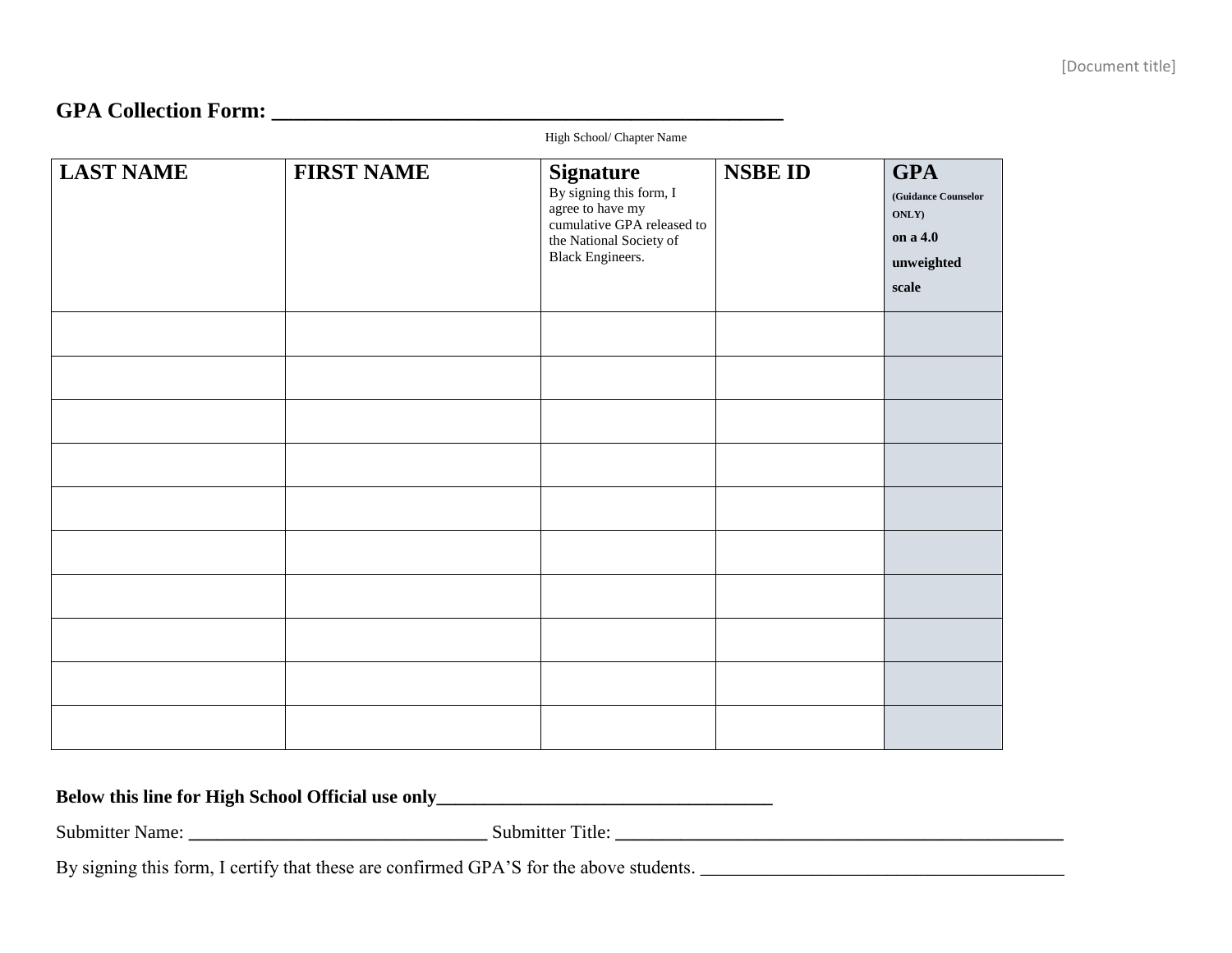# GPA Collection Form: _______________________________________________

High School/ Chapter Name

| LAST NAME | FIRST NAME | Signature<br>By signing this form, I agree to have my cumulative GPA released to the National Society of Black Engineers. | NSBE ID | GPA<br>(Guidance Counselor ONLY)<br>on a 4.0 unweighted scale |
|---|---|---|---|---|
| | | | | |
| | | | | |
| | | | | |
| | | | | |
| | | | | |
| | | | | |
| | | | | |
| | | | | |
| | | | | |
| | | | | |

**Below this line for High School Official use only___________________________________**

Submitter Name: **_______________________________** Submitter Title: **_______________________________________________**

By signing this form, I certify that these are confirmed GPA'S for the above students. ______________________________________